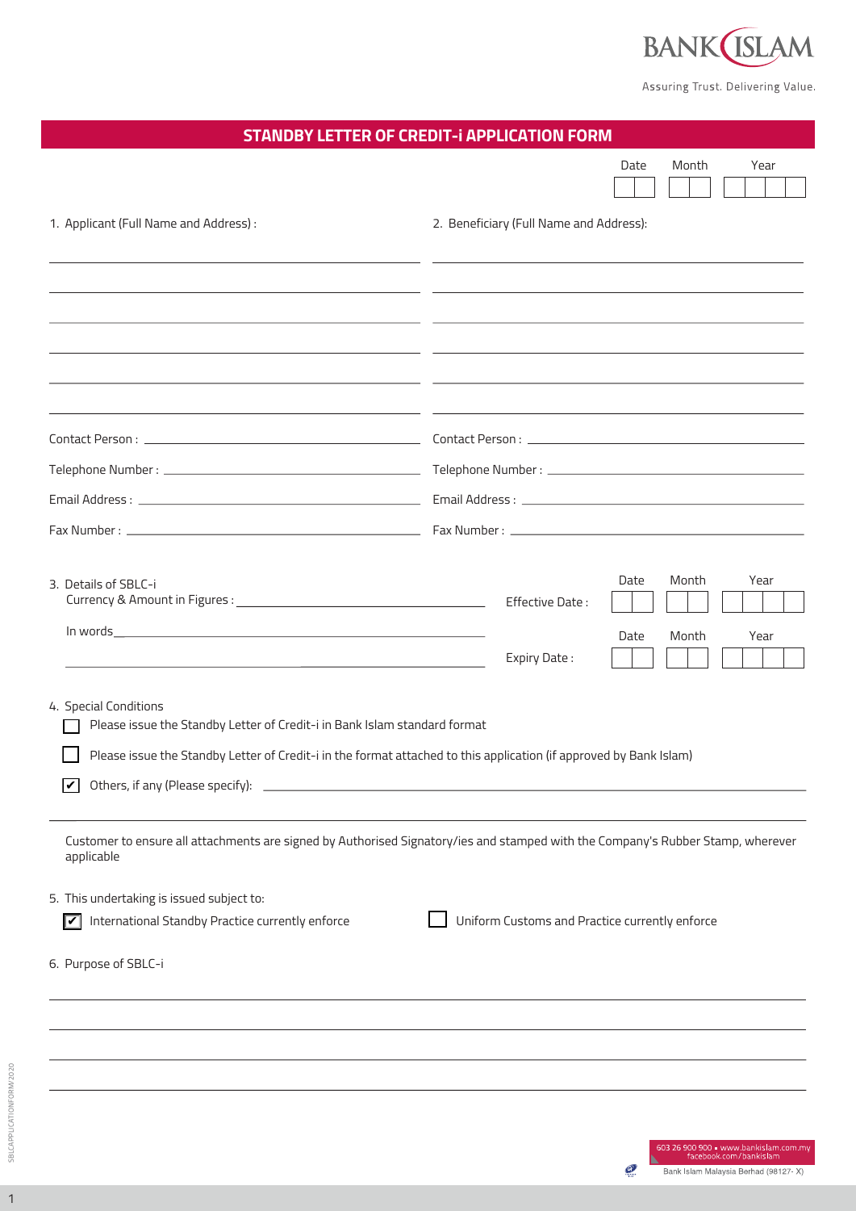BANK ISLAM

Assuring Trust. Delivering Value.

# STANDBY LETTER OF CREDIT-i APPLICATION FORM

Date ☐☐ Month ☐☐ Year ☐☐☐☐

1. Applicant (Full Name and Address) :

Contact Person :

Telephone Number :

Email Address :

Fax Number :

2. Beneficiary (Full Name and Address):

Contact Person :

Telephone Number :

Email Address :

Fax Number :

3. Details of SBLC-i

Currency & Amount in Figures :

In words

Effective Date : Date ☐☐ Month ☐☐ Year ☐☐☐☐

Expiry Date : Date ☐☐ Month ☐☐ Year ☐☐☐☐

4. Special Conditions

☐ Please issue the Standby Letter of Credit-i in Bank Islam standard format

☐ Please issue the Standby Letter of Credit-i in the format attached to this application (if approved by Bank Islam)

☑ Others, if any (Please specify):

Customer to ensure all attachments are signed by Authorised Signatory/ies and stamped with the Company's Rubber Stamp, wherever applicable

5. This undertaking is issued subject to:

☑ International Standby Practice currently enforce

☐ Uniform Customs and Practice currently enforce

6. Purpose of SBLC-i

603 26 900 900 • www.bankislam.com.my
facebook.com/bankislam

Bank Islam Malaysia Berhad (98127- X)

SBLCAPPLICATIONFORM/2020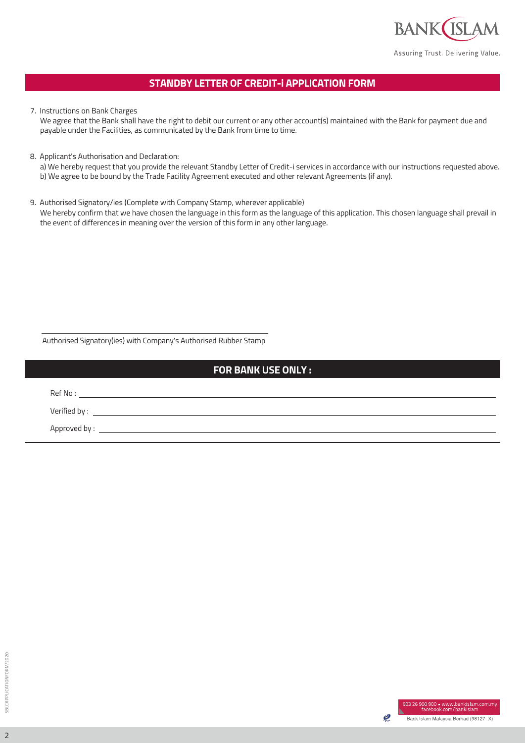## STANDBY LETTER OF CREDIT-i APPLICATION FORM

7. Instructions on Bank Charges
   We agree that the Bank shall have the right to debit our current or any other account(s) maintained with the Bank for payment due and payable under the Facilities, as communicated by the Bank from time to time.

8. Applicant's Authorisation and Declaration:
   a) We hereby request that you provide the relevant Standby Letter of Credit-i services in accordance with our instructions requested above.
   b) We agree to be bound by the Trade Facility Agreement executed and other relevant Agreements (if any).

9. Authorised Signatory/ies (Complete with Company Stamp, wherever applicable)
   We hereby confirm that we have chosen the language in this form as the language of this application. This chosen language shall prevail in the event of differences in meaning over the version of this form in any other language.

______________________________________
Authorised Signatory(ies) with Company's Authorised Rubber Stamp

## FOR BANK USE ONLY :

Ref No : ______________________________________

Verified by : ______________________________________

Approved by : ______________________________________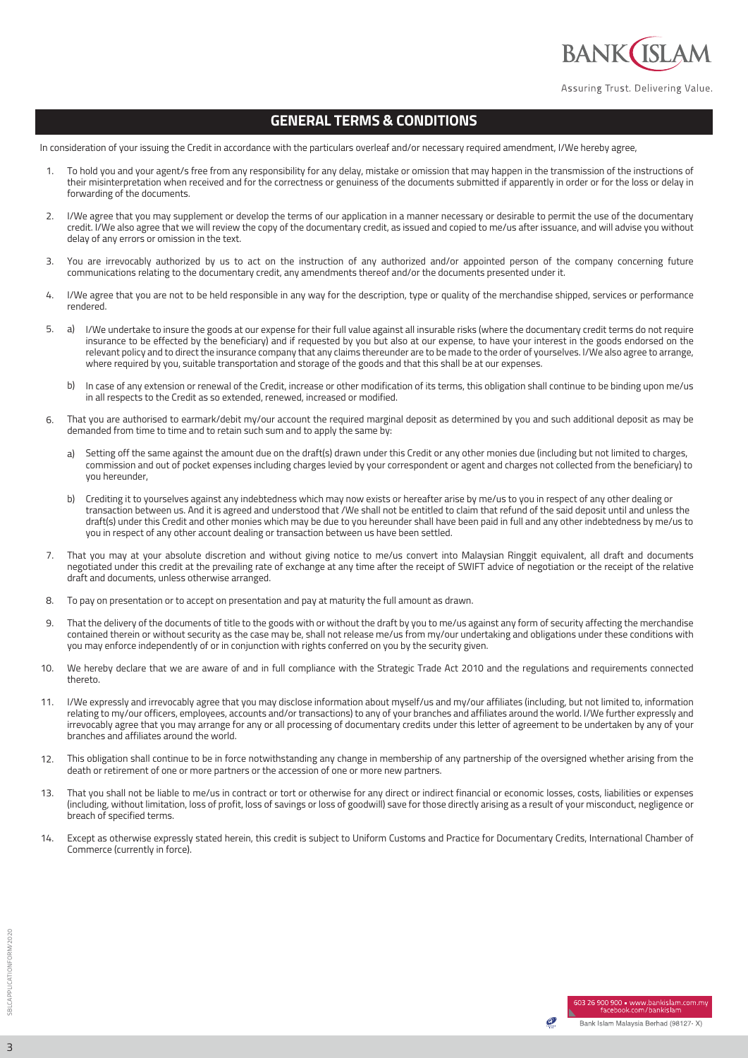# GENERAL TERMS & CONDITIONS

In consideration of your issuing the Credit in accordance with the particulars overleaf and/or necessary required amendment, I/We hereby agree,

1. To hold you and your agent/s free from any responsibility for any delay, mistake or omission that may happen in the transmission of the instructions of their misinterpretation when received and for the correctness or genuiness of the documents submitted if apparently in order or for the loss or delay in forwarding of the documents.

2. I/We agree that you may supplement or develop the terms of our application in a manner necessary or desirable to permit the use of the documentary credit. I/We also agree that we will review the copy of the documentary credit, as issued and copied to me/us after issuance, and will advise you without delay of any errors or omission in the text.

3. You are irrevocably authorized by us to act on the instruction of any authorized and/or appointed person of the company concerning future communications relating to the documentary credit, any amendments thereof and/or the documents presented under it.

4. I/We agree that you are not to be held responsible in any way for the description, type or quality of the merchandise shipped, services or performance rendered.

5. a) I/We undertake to insure the goods at our expense for their full value against all insurable risks (where the documentary credit terms do not require insurance to be effected by the beneficiary) and if requested by you but also at our expense, to have your interest in the goods endorsed on the relevant policy and to direct the insurance company that any claims thereunder are to be made to the order of yourselves. I/We also agree to arrange, where required by you, suitable transportation and storage of the goods and that this shall be at our expenses.

   b) In case of any extension or renewal of the Credit, increase or other modification of its terms, this obligation shall continue to be binding upon me/us in all respects to the Credit as so extended, renewed, increased or modified.

6. That you are authorised to earmark/debit my/our account the required marginal deposit as determined by you and such additional deposit as may be demanded from time to time and to retain such sum and to apply the same by:

   a) Setting off the same against the amount due on the draft(s) drawn under this Credit or any other monies due (including but not limited to charges, commission and out of pocket expenses including charges levied by your correspondent or agent and charges not collected from the beneficiary) to you hereunder,

   b) Crediting it to yourselves against any indebtedness which may now exists or hereafter arise by me/us to you in respect of any other dealing or transaction between us. And it is agreed and understood that /We shall not be entitled to claim that refund of the said deposit until and unless the draft(s) under this Credit and other monies which may be due to you hereunder shall have been paid in full and any other indebtedness by me/us to you in respect of any other account dealing or transaction between us have been settled.

7. That you may at your absolute discretion and without giving notice to me/us convert into Malaysian Ringgit equivalent, all draft and documents negotiated under this credit at the prevailing rate of exchange at any time after the receipt of SWIFT advice of negotiation or the receipt of the relative draft and documents, unless otherwise arranged.

8. To pay on presentation or to accept on presentation and pay at maturity the full amount as drawn.

9. That the delivery of the documents of title to the goods with or without the draft by you to me/us against any form of security affecting the merchandise contained therein or without security as the case may be, shall not release me/us from my/our undertaking and obligations under these conditions with you may enforce independently of or in conjunction with rights conferred on you by the security given.

10. We hereby declare that we are aware of and in full compliance with the Strategic Trade Act 2010 and the regulations and requirements connected thereto.

11. I/We expressly and irrevocably agree that you may disclose information about myself/us and my/our affiliates (including, but not limited to, information relating to my/our officers, employees, accounts and/or transactions) to any of your branches and affiliates around the world. I/We further expressly and irrevocably agree that you may arrange for any or all processing of documentary credits under this letter of agreement to be undertaken by any of your branches and affiliates around the world.

12. This obligation shall continue to be in force notwithstanding any change in membership of any partnership of the oversigned whether arising from the death or retirement of one or more partners or the accession of one or more new partners.

13. That you shall not be liable to me/us in contract or tort or otherwise for any direct or indirect financial or economic losses, costs, liabilities or expenses (including, without limitation, loss of profit, loss of savings or loss of goodwill) save for those directly arising as a result of your misconduct, negligence or breach of specified terms.

14. Except as otherwise expressly stated herein, this credit is subject to Uniform Customs and Practice for Documentary Credits, International Chamber of Commerce (currently in force).